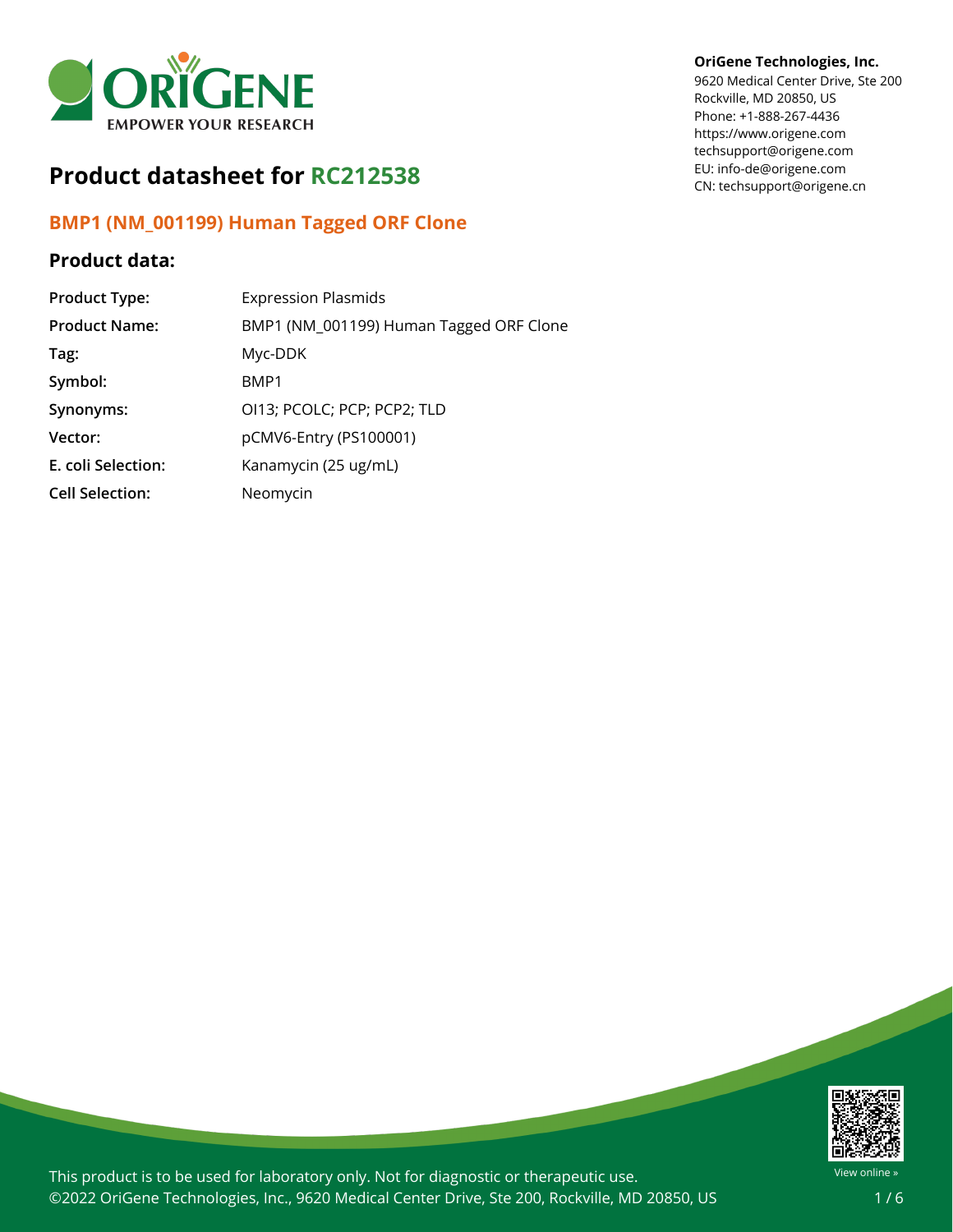**OriGene Technologies, Inc.**
9620 Medical Center Drive, Ste 200
Rockville, MD 20850, US
Phone: +1-888-267-4436
https://www.origene.com
techsupport@origene.com
EU: info-de@origene.com
CN: techsupport@origene.cn

# Product datasheet for RC212538

## BMP1 (NM_001199) Human Tagged ORF Clone

### Product data:

| | |
|---|---|
| **Product Type:** | Expression Plasmids |
| **Product Name:** | BMP1 (NM_001199) Human Tagged ORF Clone |
| **Tag:** | Myc-DDK |
| **Symbol:** | BMP1 |
| **Synonyms:** | OI13; PCOLC; PCP; PCP2; TLD |
| **Vector:** | pCMV6-Entry (PS100001) |
| **E. coli Selection:** | Kanamycin (25 ug/mL) |
| **Cell Selection:** | Neomycin |

This product is to be used for laboratory only. Not for diagnostic or therapeutic use.
©2022 OriGene Technologies, Inc., 9620 Medical Center Drive, Ste 200, Rockville, MD 20850, US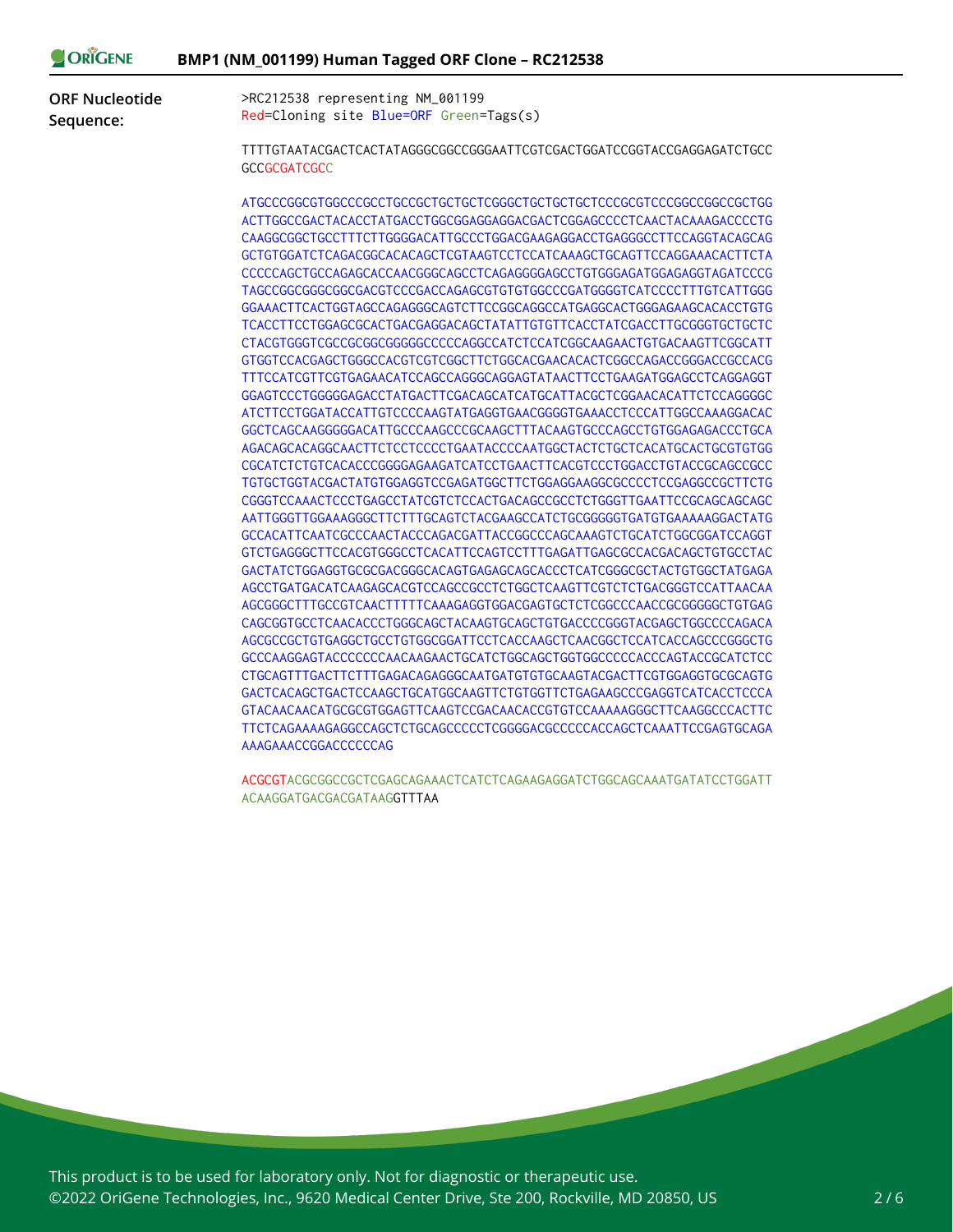**ORF Nucleotide Sequence:**

```
>RC212538 representing NM_001199
Red=Cloning site Blue=ORF Green=Tags(s)

TTTTGTAATACGACTCACTATAGGGCGGCCGGGAATTCGTCGACTGGATCCGGTACCGAGGAGATCTGCC
GCCGCGATCGCC

ATGCCCGGCGTGGCCCGCCTGCCGCTGCTGCTCGGGCTGCTGCTGCTCCCGCGTCCCGGCCGGCCGCTGG
ACTTGGCCGACTACACCTATGACCTGGCGGAGGAGGACGACTCGGAGCCCCTCAACTACAAAGACCCCTG
CAAGGCGGCTGCCTTTCTTGGGGACATTGCCCTGGACGAAGAGGACCTGAGGGCCTTCCAGGTACAGCAG
GCTGTGGATCTCAGACGGCACACAGCTCGTAAGTCCTCCATCAAAGCTGCAGTTCCAGGAAACACTTCTA
CCCCCAGCTGCCAGAGCACCAACGGGCAGCCTCAGAGGGGAGCCTGTGGGAGATGGAGAGGTAGATCCCG
TAGCCGGCGGGCGGCGACGTCCCGACCAGAGCGTGTGTGGCCCGATGGGGTCATCCCCTTTGTCATTGGG
GGAAACTTCACTGGTAGCCAGAGGGCAGTCTTCCGGCAGGCCATGAGGCACTGGGAGAAGCACACCTGTG
TCACCTTCCTGGAGCGCACTGACGAGGACAGCTATATTGTGTTCACCTATCGACCTTGCGGGTGCTGCTC
CTACGTGGGTCGCCGCGGCGGGGGCCCCCAGGCCATCTCCATCGGCAAGAACTGTGACAAGTTCGGCATT
GTGGTCCACGAGCTGGGCCACGTCGTCGGCTTCTGGCACGAACACACTCGGCCAGACCGGGACCGCCACG
TTTCCATCGTTCGTGAGAACATCCAGCCAGGGCAGGAGTATAACTTCCTGAAGATGGAGCCTCAGGAGGT
GGAGTCCCTGGGGGAGACCTATGACTTCGACAGCATCATGCATTACGCTCGGAACACATTCTCCAGGGGC
ATCTTCCTGGATACCATTGTCCCCAAGTATGAGGTGAACGGGGTGAAACCTCCCATTGGCCAAAGGACAC
GGCTCAGCAAGGGGGACATTGCCCAAGCCCGCAAGCTTTACAAGTGCCCAGCCTGTGGAGAGACCCTGCA
AGACAGCACAGGCAACTTCTCCTCCCCTGAATACCCCAATGGCTACTCTGCTCACATGCACTGCGTGTGG
CGCATCTCTGTCACACCCGGGGAGAAGATCATCCTGAACTTCACGTCCCTGGACCTGTACCGCAGCCGCC
TGTGCTGGTACGACTATGTGGAGGTCCGAGATGGCTTCTGGAGGAAGGCGCCCCTCCGAGGCCGCTTCTG
CGGGTCCAAACTCCCTGAGCCTATCGTCTCCACTGACAGCCGCCTCTGGGTTGAATTCCGCAGCAGCAGC
AATTGGGTTGGAAAGGGCTTCTTTGCAGTCTACGAAGCCATCTGCGGGGGTGATGTGAAAAAGGACTATG
GCCACATTCAATCGCCCAACTACCCAGACGATTACCGGCCCAGCAAAGTCTGCATCTGGCGGATCCAGGT
GTCTGAGGGCTTCCACGTGGGCCTCACATTCCAGTCCTTTGAGATTGAGCGCCACGACAGCTGTGCCTAC
GACTATCTGGAGGTGCGCGACGGGCACAGTGAGAGCAGCACCCTCATCGGGCGCTACTGTGGCTATGAGA
AGCCTGATGACATCAAGAGCACGTCCAGCCGCCTCTGGCTCAAGTTCGTCTCTGACGGGTCCATTAACAA
AGCGGGCTTTGCCGTCAACTTTTTCAAAGAGGTGGACGAGTGCTCTCGGCCCAACCGCGGGGGCTGTGAG
CAGCGGTGCCTCAACACCCTGGGCAGCTACAAGTGCAGCTGTGACCCCGGGTACGAGCTGGCCCCAGACA
AGCGCCGCTGTGAGGCTGCCTGTGGCGGATTCCTCACCAAGCTCAACGGCTCCATCACCAGCCCGGGCTG
GCCCAAGGAGTACCCCCCCAACAAGAACTGCATCTGGCAGCTGGTGGCCCCCACCCAGTACCGCATCTCC
CTGCAGTTTGACTTCTTTGAGACAGAGGGCAATGATGTGTGCAAGTACGACTTCGTGGAGGTGCGCAGTG
GACTCACAGCTGACTCCAAGCTGCATGGCAAGTTCTGTGGTTCTGAGAAGCCCGAGGTCATCACCTCCCA
GTACAACAACATGCGCGTGGAGTTCAAGTCCGACAACACCGTGTCCAAAAAGGGCTTCAAGGCCCACTTC
TTCTCAGAAAAGAGGCCAGCTCTGCAGCCCCCTCGGGGACGCCCCCACCAGCTCAAATTCCGAGTGCAGA
AAAGAAACCGGACCCCCCAG

ACGCGTACGCGGCCGCTCGAGCAGAAACTCATCTCAGAAGAGGATCTGGCAGCAAATGATATCCTGGATT
ACAAGGATGACGACGATAAGGTTTAA
```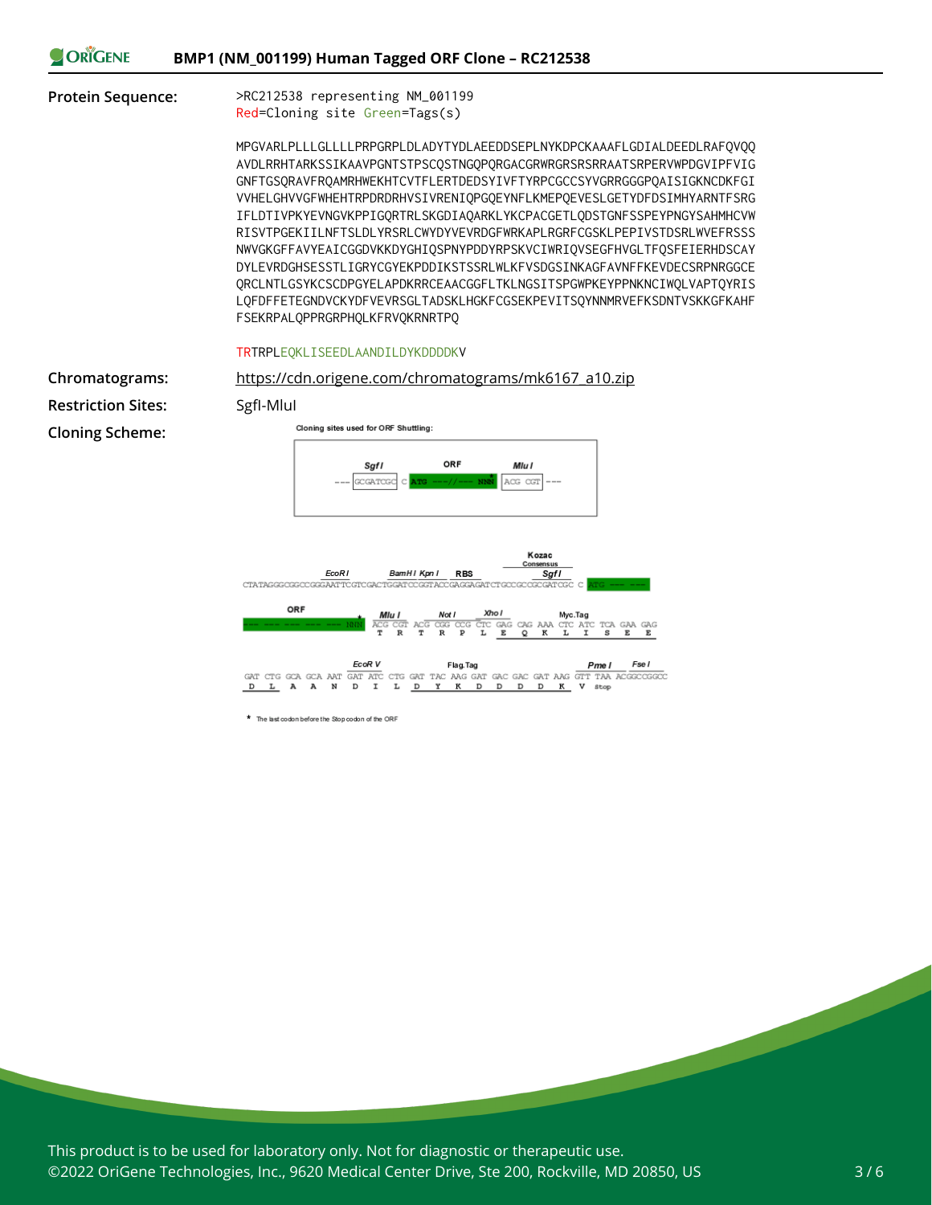**Protein Sequence:**

```
>RC212538 representing NM_001199
Red=Cloning site Green=Tags(s)

MPGVARLPLLLGLLLLPRPGRPLDLADYTYDLAEEDDSEPLNYKDPCKAAAFLGDIALDEEDLRAFQVQQ
AVDLRRHTARKSSIKAAVPGNTSTPSCQSTNGQPQRGACGRWRGRSRSRRAATSRPERVWPDGVIPFVIG
GNFTGSQRAVFRQAMRHWEKHTCVTFLERTDEDSYIVFTYRPCGCCSYVGRRGGGPQAISIGKNCDKFGI
VVHELGHVVGFWHEHTRPDRDRHVSIVRENIQPGQEYNFLKMEPQEVESLGETYDFDSIMHYARNTFSRG
IFLDTIVPKYEVNGVKPPIGQRTRLSKGDIAQARKLYKCPACGETLQDSTGNFSSPEYPNGYSAHMHCVW
RISVTPGEKIILNFTSLDLYRSRLCWYDYVEVRDGFWRKAPLRGRFCGSKLPEPIVSTDSRLWVEFRSSS
NWVGKGFFAVYEAICGGDVKKDYGHIQSPNYPDDYRPSKVCIWRIQVSEGFHVGLTFQSFEIERHDSCAY
DYLEVRDGHSESSTLIGRYCGYEKPDDIKSTSSRLWLKFVSDGSINKAGFAVNFFKEVDECSRPNRGGCE
QRCLNTLGSYKCSCDPGYELAPDKRRCEAACGGFLTKLNGSITSPGWPKEYPPNKNCIWQLVAPTQYRIS
LQFDFFETEGNDVCKYDFVEVRSGLTADSKLHGKFCGSEKPEVITSQYNNMRVEFKSDNTVSKKGFKAHF
FSEKRPALQPPRGRPHQLKFRVQKRNRTPQ

TRTRPLEQKLISEEDLAANDILDYKDDDDKV
```

**Chromatograms:** https://cdn.origene.com/chromatograms/mk6167_a10.zip

**Restriction Sites:** SgfI-MluI

**Cloning Scheme:**

Cloning sites used for ORF Shuttling:

--- SgfI GCGATCGC C ATG ---//--- NNN (ORF) ACG CGT MluI ---

```
                                                         Kozac
         EcoR I      BamH I Kpn I  RBS               Consensus  SgfI
CTATAGGGCGGCCGGGAATTCGTCGACTGGATCCGGTACCGAGGAGATCTGCCGCCGCGATCGC C ATG --- ---

ORF                     Mlu I       Not I      Xho I              Myc.Tag
--- --- --- --- --- NNN ACG CGT ACG CGG CCG CTC GAG CAG AAA CTC ATC TCA GAA GAG
                         T   R   T   R   P   L   E   Q   K   L   I   S   E   E

                EcoR V              Flag.Tag                     Pme I   Fse I
GAT CTG GCA GCA AAT GAT ATC CTG GAT TAC AAG GAT GAC GAC GAT AAG GTT TAA ACGGCCGGCC
 D   L   A   A   N   D   I   L   D   Y   K   D   D   D   D   K   V  stop
```

\* The last codon before the Stop codon of the ORF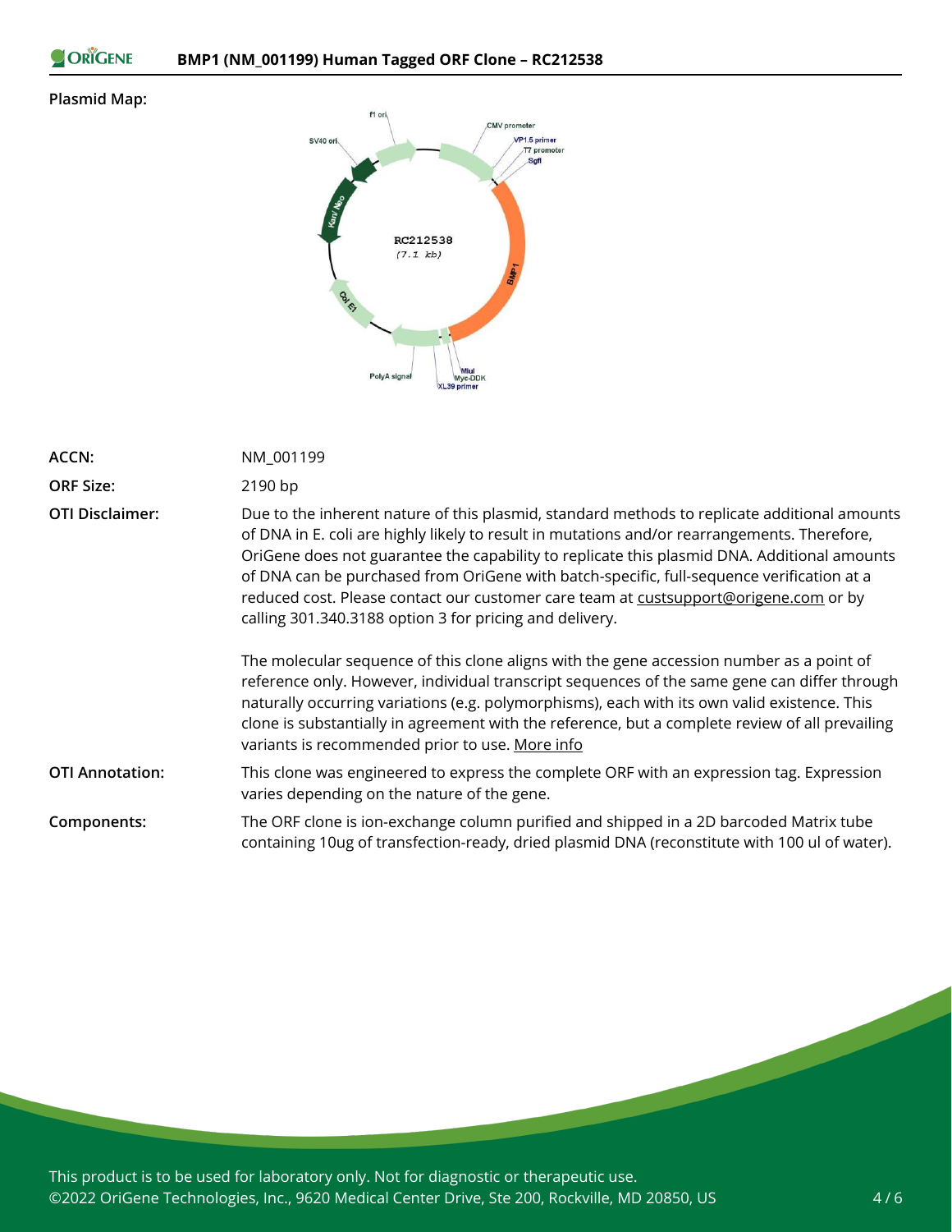**Plasmid Map:**

| | |
|---|---|
| **ACCN:** | NM_001199 |
| **ORF Size:** | 2190 bp |
| **OTI Disclaimer:** | Due to the inherent nature of this plasmid, standard methods to replicate additional amounts of DNA in E. coli are highly likely to result in mutations and/or rearrangements. Therefore, OriGene does not guarantee the capability to replicate this plasmid DNA. Additional amounts of DNA can be purchased from OriGene with batch-specific, full-sequence verification at a reduced cost. Please contact our customer care team at custsupport@origene.com or by calling 301.340.3188 option 3 for pricing and delivery.<br><br>The molecular sequence of this clone aligns with the gene accession number as a point of reference only. However, individual transcript sequences of the same gene can differ through naturally occurring variations (e.g. polymorphisms), each with its own valid existence. This clone is substantially in agreement with the reference, but a complete review of all prevailing variants is recommended prior to use. More info |
| **OTI Annotation:** | This clone was engineered to express the complete ORF with an expression tag. Expression varies depending on the nature of the gene. |
| **Components:** | The ORF clone is ion-exchange column purified and shipped in a 2D barcoded Matrix tube containing 10ug of transfection-ready, dried plasmid DNA (reconstitute with 100 ul of water). |

This product is to be used for laboratory only. Not for diagnostic or therapeutic use.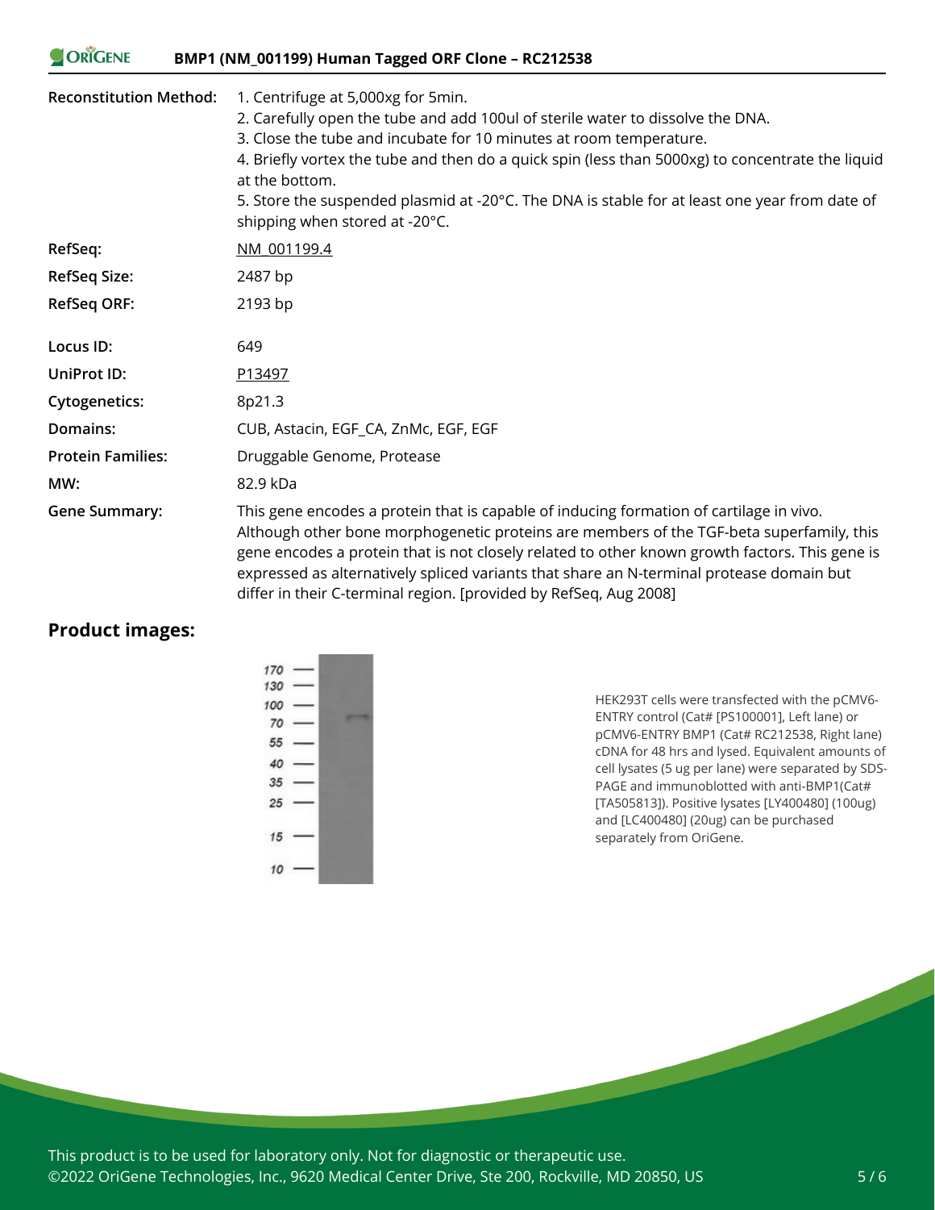| | |
|---|---|
| **Reconstitution Method:** | 1. Centrifuge at 5,000xg for 5min.<br>2. Carefully open the tube and add 100ul of sterile water to dissolve the DNA.<br>3. Close the tube and incubate for 10 minutes at room temperature.<br>4. Briefly vortex the tube and then do a quick spin (less than 5000xg) to concentrate the liquid at the bottom.<br>5. Store the suspended plasmid at -20°C. The DNA is stable for at least one year from date of shipping when stored at -20°C. |
| **RefSeq:** | NM_001199.4 |
| **RefSeq Size:** | 2487 bp |
| **RefSeq ORF:** | 2193 bp |
| **Locus ID:** | 649 |
| **UniProt ID:** | P13497 |
| **Cytogenetics:** | 8p21.3 |
| **Domains:** | CUB, Astacin, EGF_CA, ZnMc, EGF, EGF |
| **Protein Families:** | Druggable Genome, Protease |
| **MW:** | 82.9 kDa |
| **Gene Summary:** | This gene encodes a protein that is capable of inducing formation of cartilage in vivo. Although other bone morphogenetic proteins are members of the TGF-beta superfamily, this gene encodes a protein that is not closely related to other known growth factors. This gene is expressed as alternatively spliced variants that share an N-terminal protease domain but differ in their C-terminal region. [provided by RefSeq, Aug 2008] |

## Product images:

HEK293T cells were transfected with the pCMV6-ENTRY control (Cat# [PS100001], Left lane) or pCMV6-ENTRY BMP1 (Cat# RC212538, Right lane) cDNA for 48 hrs and lysed. Equivalent amounts of cell lysates (5 ug per lane) were separated by SDS-PAGE and immunoblotted with anti-BMP1(Cat# [TA505813]). Positive lysates [LY400480] (100ug) and [LC400480] (20ug) can be purchased separately from OriGene.

This product is to be used for laboratory only. Not for diagnostic or therapeutic use.
©2022 OriGene Technologies, Inc., 9620 Medical Center Drive, Ste 200, Rockville, MD 20850, US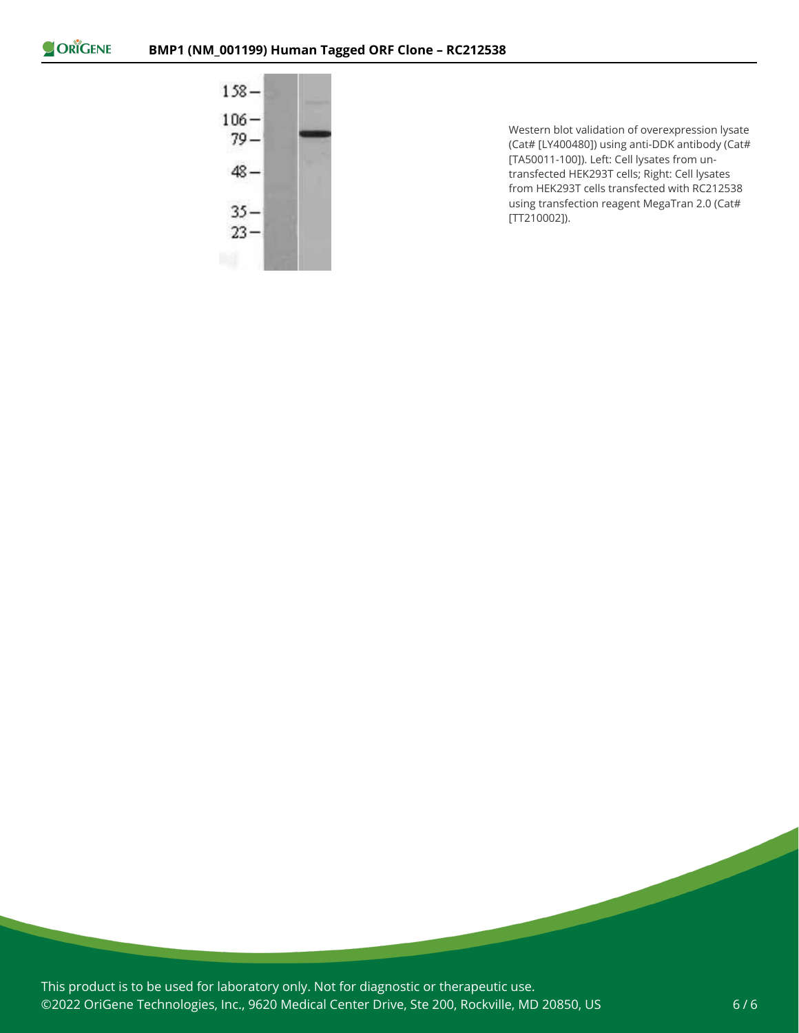158 –
106 –
79 –
48 –
35 –
23 –

Western blot validation of overexpression lysate (Cat# [LY400480]) using anti-DDK antibody (Cat# [TA50011-100]). Left: Cell lysates from un-transfected HEK293T cells; Right: Cell lysates from HEK293T cells transfected with RC212538 using transfection reagent MegaTran 2.0 (Cat# [TT210002]).